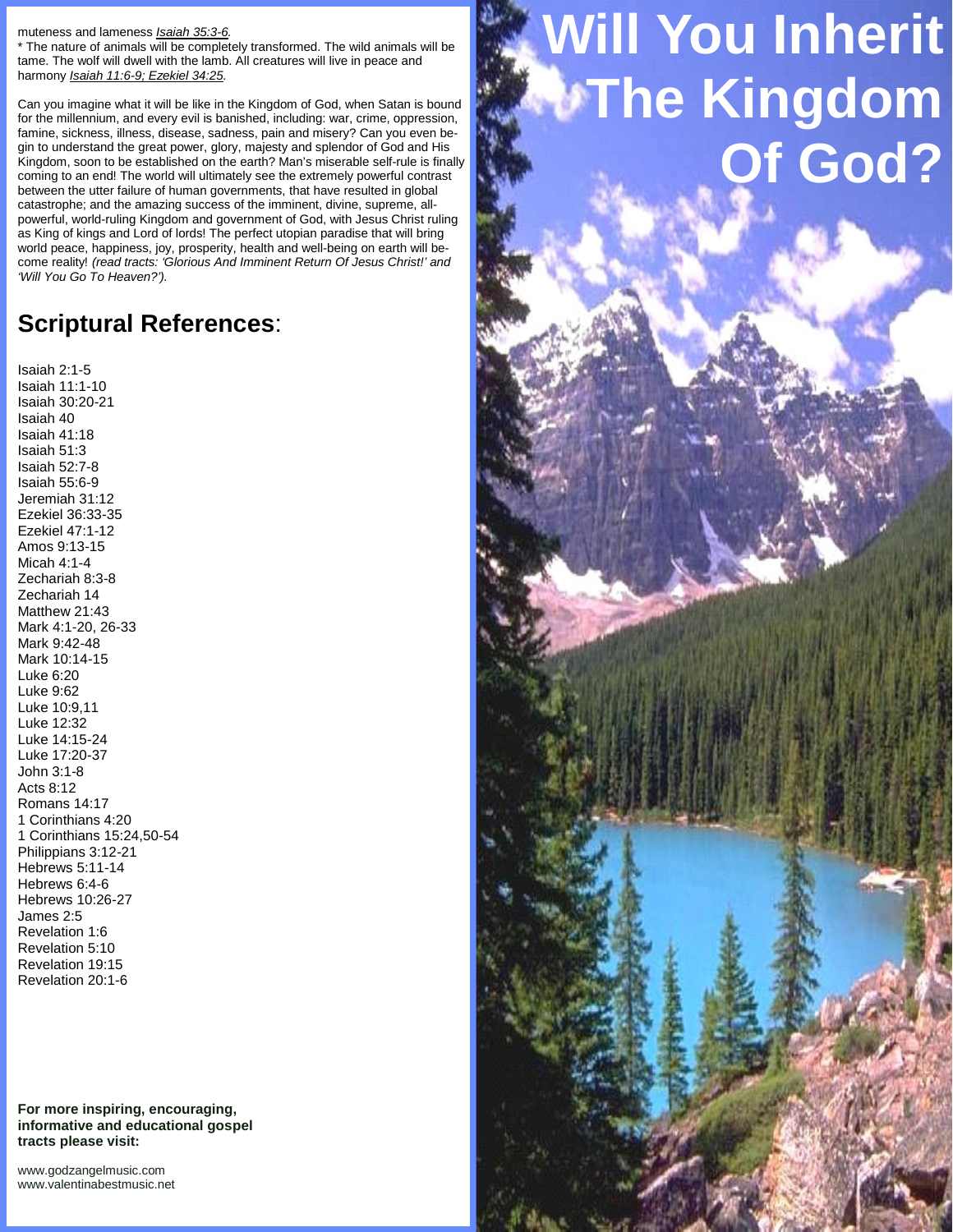muteness and lameness *Isaiah 35:3-6*.
* The nature of animals will be completely transformed. The wild animals will be tame. The wolf will dwell with the lamb. All creatures will live in peace and harmony *Isaiah 11:6-9; Ezekiel 34:25*.

Can you imagine what it will be like in the Kingdom of God, when Satan is bound for the millennium, and every evil is banished, including: war, crime, oppression, famine, sickness, illness, disease, sadness, pain and misery? Can you even begin to understand the great power, glory, majesty and splendor of God and His Kingdom, soon to be established on the earth? Man's miserable self-rule is finally coming to an end! The world will ultimately see the extremely powerful contrast between the utter failure of human governments, that have resulted in global catastrophe; and the amazing success of the imminent, divine, supreme, all-powerful, world-ruling Kingdom and government of God, with Jesus Christ ruling as King of kings and Lord of lords! The perfect utopian paradise that will bring world peace, happiness, joy, prosperity, health and well-being on earth will become reality! *(read tracts: 'Glorious And Imminent Return Of Jesus Christ!' and 'Will You Go To Heaven?').*

## Scriptural References:

Isaiah 2:1-5
Isaiah 11:1-10
Isaiah 30:20-21
Isaiah 40
Isaiah 41:18
Isaiah 51:3
Isaiah 52:7-8
Isaiah 55:6-9
Jeremiah 31:12
Ezekiel 36:33-35
Ezekiel 47:1-12
Amos 9:13-15
Micah 4:1-4
Zechariah 8:3-8
Zechariah 14
Matthew 21:43
Mark 4:1-20, 26-33
Mark 9:42-48
Mark 10:14-15
Luke 6:20
Luke 9:62
Luke 10:9,11
Luke 12:32
Luke 14:15-24
Luke 17:20-37
John 3:1-8
Acts 8:12
Romans 14:17
1 Corinthians 4:20
1 Corinthians 15:24,50-54
Philippians 3:12-21
Hebrews 5:11-14
Hebrews 6:4-6
Hebrews 10:26-27
James 2:5
Revelation 1:6
Revelation 5:10
Revelation 19:15
Revelation 20:1-6

**For more inspiring, encouraging, informative and educational gospel tracts please visit:**

www.godzangelmusic.com
www.valentinabestmusic.net

# Will You Inherit The Kingdom Of God?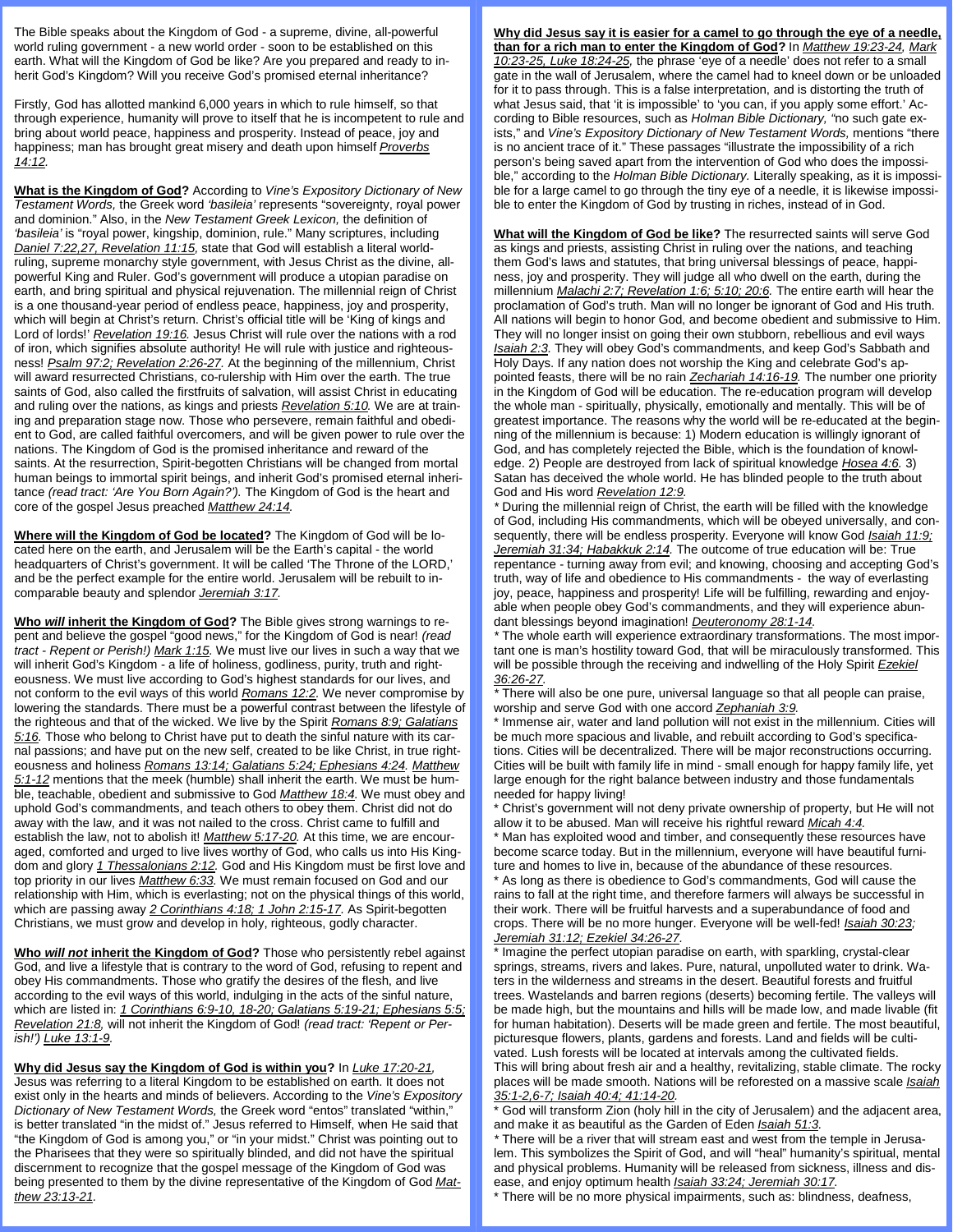The Bible speaks about the Kingdom of God - a supreme, divine, all-powerful world ruling government - a new world order - soon to be established on this earth. What will the Kingdom of God be like? Are you prepared and ready to inherit God's Kingdom? Will you receive God's promised eternal inheritance?

Firstly, God has allotted mankind 6,000 years in which to rule himself, so that through experience, humanity will prove to itself that he is incompetent to rule and bring about world peace, happiness and prosperity. Instead of peace, joy and happiness; man has brought great misery and death upon himself Proverbs 14:12.

**What is the Kingdom of God?** According to *Vine's Expository Dictionary of New Testament Words,* the Greek word *'basileia'* represents "sovereignty, royal power and dominion." Also, in the *New Testament Greek Lexicon,* the definition of *'basileia'* is "royal power, kingship, dominion, rule." Many scriptures, including Daniel 7:22,27, Revelation 11:15, state that God will establish a literal world-ruling, supreme monarchy style government, with Jesus Christ as the divine, all-powerful King and Ruler. God's government will produce a utopian paradise on earth, and bring spiritual and physical rejuvenation. The millennial reign of Christ is a one thousand-year period of endless peace, happiness, joy and prosperity, which will begin at Christ's return. Christ's official title will be 'King of kings and Lord of lords!' Revelation 19:16. Jesus Christ will rule over the nations with a rod of iron, which signifies absolute authority! He will rule with justice and righteousness! Psalm 97:2; Revelation 2:26-27. At the beginning of the millennium, Christ will award resurrected Christians, co-rulership with Him over the earth. The true saints of God, also called the firstfruits of salvation, will assist Christ in educating and ruling over the nations, as kings and priests Revelation 5:10. We are at training and preparation stage now. Those who persevere, remain faithful and obedient to God, are called faithful overcomers, and will be given power to rule over the nations. The Kingdom of God is the promised inheritance and reward of the saints. At the resurrection, Spirit-begotten Christians will be changed from mortal human beings to immortal spirit beings, and inherit God's promised eternal inheritance *(read tract: 'Are You Born Again?').* The Kingdom of God is the heart and core of the gospel Jesus preached Matthew 24:14.

**Where will the Kingdom of God be located?** The Kingdom of God will be located here on the earth, and Jerusalem will be the Earth's capital - the world headquarters of Christ's government. It will be called 'The Throne of the LORD,' and be the perfect example for the entire world. Jerusalem will be rebuilt to incomparable beauty and splendor Jeremiah 3:17.

**Who *will* inherit the Kingdom of God?** The Bible gives strong warnings to repent and believe the gospel "good news," for the Kingdom of God is near! *(read tract - Repent or Perish!)* Mark 1:15. We must live our lives in such a way that we will inherit God's Kingdom - a life of holiness, godliness, purity, truth and righteousness. We must live according to God's highest standards for our lives, and not conform to the evil ways of this world Romans 12:2. We never compromise by lowering the standards. There must be a powerful contrast between the lifestyle of the righteous and that of the wicked. We live by the Spirit Romans 8:9; Galatians 5:16. Those who belong to Christ have put to death the sinful nature with its carnal passions; and have put on the new self, created to be like Christ, in true righteousness and holiness Romans 13:14; Galatians 5:24; Ephesians 4:24. Matthew 5:1-12 mentions that the meek (humble) shall inherit the earth. We must be humble, teachable, obedient and submissive to God Matthew 18:4. We must obey and uphold God's commandments, and teach others to obey them. Christ did not do away with the law, and it was not nailed to the cross. Christ came to fulfill and establish the law, not to abolish it! Matthew 5:17-20. At this time, we are encouraged, comforted and urged to live lives worthy of God, who calls us into His Kingdom and glory 1 Thessalonians 2:12. God and His Kingdom must be first love and top priority in our lives Matthew 6:33. We must remain focused on God and our relationship with Him, which is everlasting; not on the physical things of this world, which are passing away 2 Corinthians 4:18; 1 John 2:15-17. As Spirit-begotten Christians, we must grow and develop in holy, righteous, godly character.

**Who *will not* inherit the Kingdom of God?** Those who persistently rebel against God, and live a lifestyle that is contrary to the word of God, refusing to repent and obey His commandments. Those who gratify the desires of the flesh, and live according to the evil ways of this world, indulging in the acts of the sinful nature, which are listed in: 1 Corinthians 6:9-10, 18-20; Galatians 5:19-21; Ephesians 5:5; Revelation 21:8, will not inherit the Kingdom of God! *(read tract: 'Repent or Perish!')* Luke 13:1-9.

**Why did Jesus say the Kingdom of God is within you?** In Luke 17:20-21, Jesus was referring to a literal Kingdom to be established on earth. It does not exist only in the hearts and minds of believers. According to the *Vine's Expository Dictionary of New Testament Words,* the Greek word "entos" translated "within," is better translated "in the midst of." Jesus referred to Himself, when He said that "the Kingdom of God is among you," or "in your midst." Christ was pointing out to the Pharisees that they were so spiritually blinded, and did not have the spiritual discernment to recognize that the gospel message of the Kingdom of God was being presented to them by the divine representative of the Kingdom of God Matthew 23:13-21.

**Why did Jesus say it is easier for a camel to go through the eye of a needle, than for a rich man to enter the Kingdom of God?** In *Matthew 19:23-24, Mark 10:23-25, Luke 18:24-25,* the phrase 'eye of a needle' does not refer to a small gate in the wall of Jerusalem, where the camel had to kneel down or be unloaded for it to pass through. This is a false interpretation, and is distorting the truth of what Jesus said, that 'it is impossible' to 'you can, if you apply some effort.' According to Bible resources, such as *Holman Bible Dictionary,* "no such gate exists," and *Vine's Expository Dictionary of New Testament Words,* mentions "there is no ancient trace of it." These passages "illustrate the impossibility of a rich person's being saved apart from the intervention of God who does the impossible," according to the *Holman Bible Dictionary.* Literally speaking, as it is impossible for a large camel to go through the tiny eye of a needle, it is likewise impossible to enter the Kingdom of God by trusting in riches, instead of in God.

**What will the Kingdom of God be like?** The resurrected saints will serve God as kings and priests, assisting Christ in ruling over the nations, and teaching them God's laws and statutes, that bring universal blessings of peace, happiness, joy and prosperity. They will judge all who dwell on the earth, during the millennium Malachi 2:7; Revelation 1:6; 5:10; 20:6. The entire earth will hear the proclamation of God's truth. Man will no longer be ignorant of God and His truth. All nations will begin to honor God, and become obedient and submissive to Him. They will no longer insist on going their own stubborn, rebellious and evil ways Isaiah 2:3. They will obey God's commandments, and keep God's Sabbath and Holy Days. If any nation does not worship the King and celebrate God's appointed feasts, there will be no rain Zechariah 14:16-19. The number one priority in the Kingdom of God will be education. The re-education program will develop the whole man - spiritually, physically, emotionally and mentally. This will be of greatest importance. The reasons why the world will be re-educated at the beginning of the millennium is because: 1) Modern education is willingly ignorant of God, and has completely rejected the Bible, which is the foundation of knowledge. 2) People are destroyed from lack of spiritual knowledge Hosea 4:6. 3) Satan has deceived the whole world. He has blinded people to the truth about God and His word Revelation 12:9.

* During the millennial reign of Christ, the earth will be filled with the knowledge of God, including His commandments, which will be obeyed universally, and consequently, there will be endless prosperity. Everyone will know God Isaiah 11:9; Jeremiah 31:34; Habakkuk 2:14. The outcome of true education will be: True repentance - turning away from evil; and knowing, choosing and accepting God's truth, way of life and obedience to His commandments - the way of everlasting joy, peace, happiness and prosperity! Life will be fulfilling, rewarding and enjoyable when people obey God's commandments, and they will experience abundant blessings beyond imagination! Deuteronomy 28:1-14.

* The whole earth will experience extraordinary transformations. The most important one is man's hostility toward God, that will be miraculously transformed. This will be possible through the receiving and indwelling of the Holy Spirit Ezekiel 36:26-27.

* There will also be one pure, universal language so that all people can praise, worship and serve God with one accord Zephaniah 3:9.

* Immense air, water and land pollution will not exist in the millennium. Cities will be much more spacious and livable, and rebuilt according to God's specifications. Cities will be decentralized. There will be major reconstructions occurring. Cities will be built with family life in mind - small enough for happy family life, yet large enough for the right balance between industry and those fundamentals needed for happy living!

* Christ's government will not deny private ownership of property, but He will not allow it to be abused. Man will receive his rightful reward Micah 4:4.

* Man has exploited wood and timber, and consequently these resources have become scarce today. But in the millennium, everyone will have beautiful furniture and homes to live in, because of the abundance of these resources.

* As long as there is obedience to God's commandments, God will cause the rains to fall at the right time, and therefore farmers will always be successful in their work. There will be fruitful harvests and a superabundance of food and crops. There will be no more hunger. Everyone will be well-fed! Isaiah 30:23; Jeremiah 31:12; Ezekiel 34:26-27.

* Imagine the perfect utopian paradise on earth, with sparkling, crystal-clear springs, streams, rivers and lakes. Pure, natural, unpolluted water to drink. Waters in the wilderness and streams in the desert. Beautiful forests and fruitful trees. Wastelands and barren regions (deserts) becoming fertile. The valleys will be made high, but the mountains and hills will be made low, and made livable (fit for human habitation). Deserts will be made green and fertile. The most beautiful, picturesque flowers, plants, gardens and forests. Land and fields will be cultivated. Lush forests will be located at intervals among the cultivated fields. This will bring about fresh air and a healthy, revitalizing, stable climate. The rocky places will be made smooth. Nations will be reforested on a massive scale Isaiah 35:1-2,6-7; Isaiah 40:4; 41:14-20.

* God will transform Zion (holy hill in the city of Jerusalem) and the adjacent area, and make it as beautiful as the Garden of Eden Isaiah 51:3.

* There will be a river that will stream east and west from the temple in Jerusalem. This symbolizes the Spirit of God, and will "heal" humanity's spiritual, mental and physical problems. Humanity will be released from sickness, illness and disease, and enjoy optimum health Isaiah 33:24; Jeremiah 30:17.

* There will be no more physical impairments, such as: blindness, deafness,